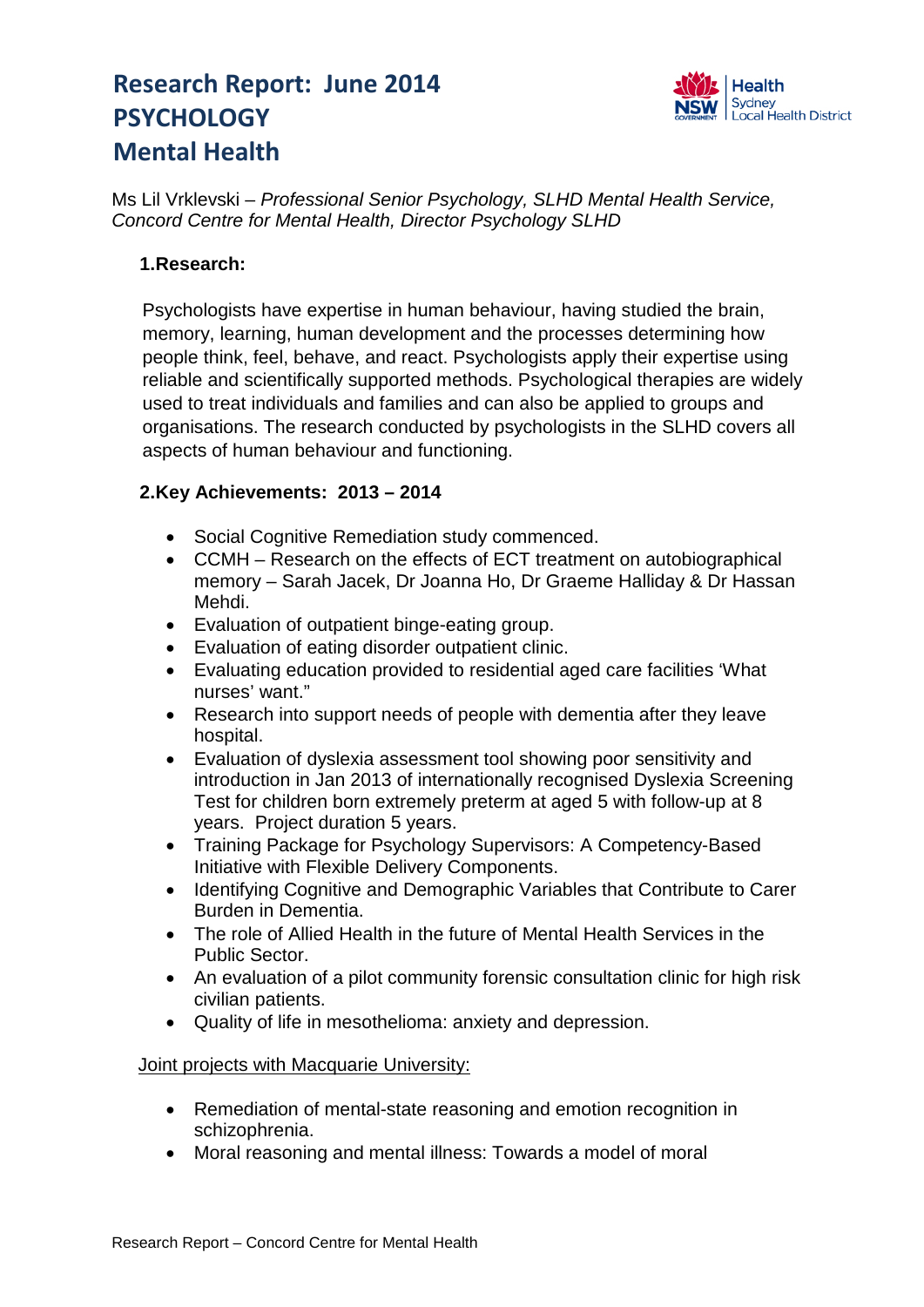# Research Report: June 2014
# PSYCHOLOGY
# Mental Health

Ms Lil Vrklevski – *Professional Senior Psychology, SLHD Mental Health Service, Concord Centre for Mental Health, Director Psychology SLHD*

**1.Research:**

Psychologists have expertise in human behaviour, having studied the brain, memory, learning, human development and the processes determining how people think, feel, behave, and react. Psychologists apply their expertise using reliable and scientifically supported methods. Psychological therapies are widely used to treat individuals and families and can also be applied to groups and organisations. The research conducted by psychologists in the SLHD covers all aspects of human behaviour and functioning.

**2.Key Achievements: 2013 – 2014**

- Social Cognitive Remediation study commenced.
- CCMH – Research on the effects of ECT treatment on autobiographical memory – Sarah Jacek, Dr Joanna Ho, Dr Graeme Halliday & Dr Hassan Mehdi.
- Evaluation of outpatient binge-eating group.
- Evaluation of eating disorder outpatient clinic.
- Evaluating education provided to residential aged care facilities 'What nurses' want."
- Research into support needs of people with dementia after they leave hospital.
- Evaluation of dyslexia assessment tool showing poor sensitivity and introduction in Jan 2013 of internationally recognised Dyslexia Screening Test for children born extremely preterm at aged 5 with follow-up at 8 years. Project duration 5 years.
- Training Package for Psychology Supervisors: A Competency-Based Initiative with Flexible Delivery Components.
- Identifying Cognitive and Demographic Variables that Contribute to Carer Burden in Dementia.
- The role of Allied Health in the future of Mental Health Services in the Public Sector.
- An evaluation of a pilot community forensic consultation clinic for high risk civilian patients.
- Quality of life in mesothelioma: anxiety and depression.

Joint projects with Macquarie University:

- Remediation of mental-state reasoning and emotion recognition in schizophrenia.
- Moral reasoning and mental illness: Towards a model of moral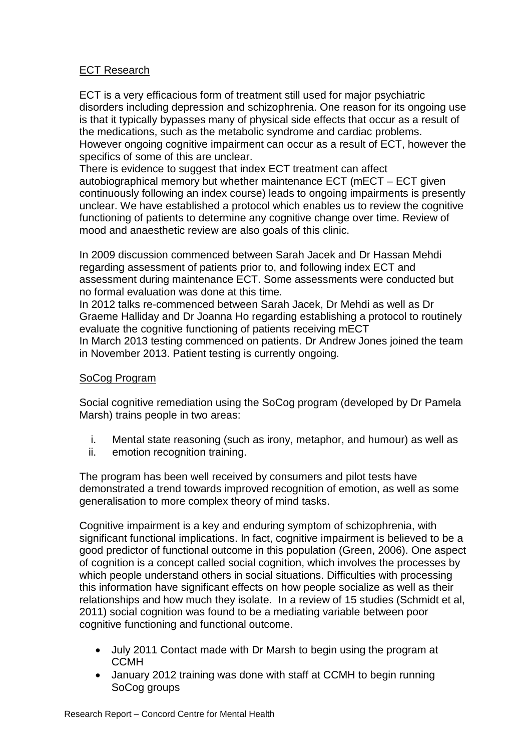## ECT Research

ECT is a very efficacious form of treatment still used for major psychiatric disorders including depression and schizophrenia. One reason for its ongoing use is that it typically bypasses many of physical side effects that occur as a result of the medications, such as the metabolic syndrome and cardiac problems. However ongoing cognitive impairment can occur as a result of ECT, however the specifics of some of this are unclear.
There is evidence to suggest that index ECT treatment can affect autobiographical memory but whether maintenance ECT (mECT – ECT given continuously following an index course) leads to ongoing impairments is presently unclear. We have established a protocol which enables us to review the cognitive functioning of patients to determine any cognitive change over time. Review of mood and anaesthetic review are also goals of this clinic.

In 2009 discussion commenced between Sarah Jacek and Dr Hassan Mehdi regarding assessment of patients prior to, and following index ECT and assessment during maintenance ECT. Some assessments were conducted but no formal evaluation was done at this time.
In 2012 talks re-commenced between Sarah Jacek, Dr Mehdi as well as Dr Graeme Halliday and Dr Joanna Ho regarding establishing a protocol to routinely evaluate the cognitive functioning of patients receiving mECT
In March 2013 testing commenced on patients. Dr Andrew Jones joined the team in November 2013. Patient testing is currently ongoing.

## SoCog Program

Social cognitive remediation using the SoCog program (developed by Dr Pamela Marsh) trains people in two areas:

i. Mental state reasoning (such as irony, metaphor, and humour) as well as
ii. emotion recognition training.

The program has been well received by consumers and pilot tests have demonstrated a trend towards improved recognition of emotion, as well as some generalisation to more complex theory of mind tasks.

Cognitive impairment is a key and enduring symptom of schizophrenia, with significant functional implications. In fact, cognitive impairment is believed to be a good predictor of functional outcome in this population (Green, 2006). One aspect of cognition is a concept called social cognition, which involves the processes by which people understand others in social situations. Difficulties with processing this information have significant effects on how people socialize as well as their relationships and how much they isolate. In a review of 15 studies (Schmidt et al, 2011) social cognition was found to be a mediating variable between poor cognitive functioning and functional outcome.

- July 2011 Contact made with Dr Marsh to begin using the program at CCMH
- January 2012 training was done with staff at CCMH to begin running SoCog groups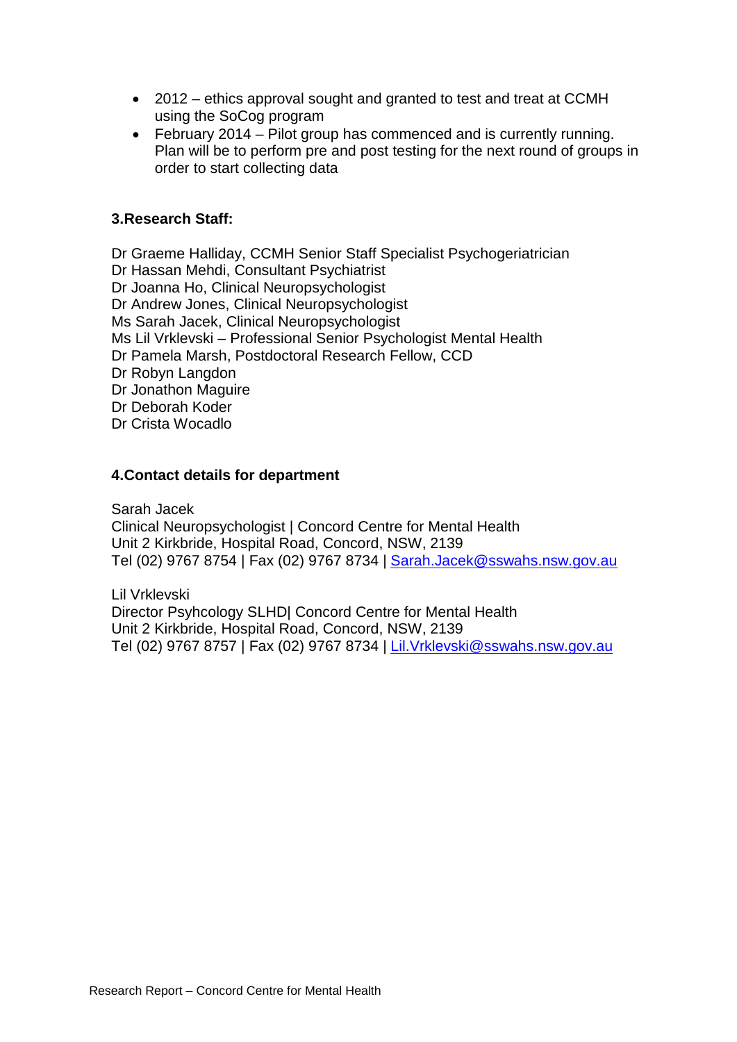- 2012 – ethics approval sought and granted to test and treat at CCMH using the SoCog program
- February 2014 – Pilot group has commenced and is currently running. Plan will be to perform pre and post testing for the next round of groups in order to start collecting data

### 3.Research Staff:

Dr Graeme Halliday, CCMH Senior Staff Specialist Psychogeriatrician  
Dr Hassan Mehdi, Consultant Psychiatrist  
Dr Joanna Ho, Clinical Neuropsychologist  
Dr Andrew Jones, Clinical Neuropsychologist  
Ms Sarah Jacek, Clinical Neuropsychologist  
Ms Lil Vrklevski – Professional Senior Psychologist Mental Health  
Dr Pamela Marsh, Postdoctoral Research Fellow, CCD  
Dr Robyn Langdon  
Dr Jonathon Maguire  
Dr Deborah Koder  
Dr Crista Wocadlo

### 4.Contact details for department

Sarah Jacek  
Clinical Neuropsychologist | Concord Centre for Mental Health  
Unit 2 Kirkbride, Hospital Road, Concord, NSW, 2139  
Tel (02) 9767 8754 | Fax (02) 9767 8734 | Sarah.Jacek@sswahs.nsw.gov.au

Lil Vrklevski  
Director Psyhcology SLHD| Concord Centre for Mental Health  
Unit 2 Kirkbride, Hospital Road, Concord, NSW, 2139  
Tel (02) 9767 8757 | Fax (02) 9767 8734 | Lil.Vrklevski@sswahs.nsw.gov.au